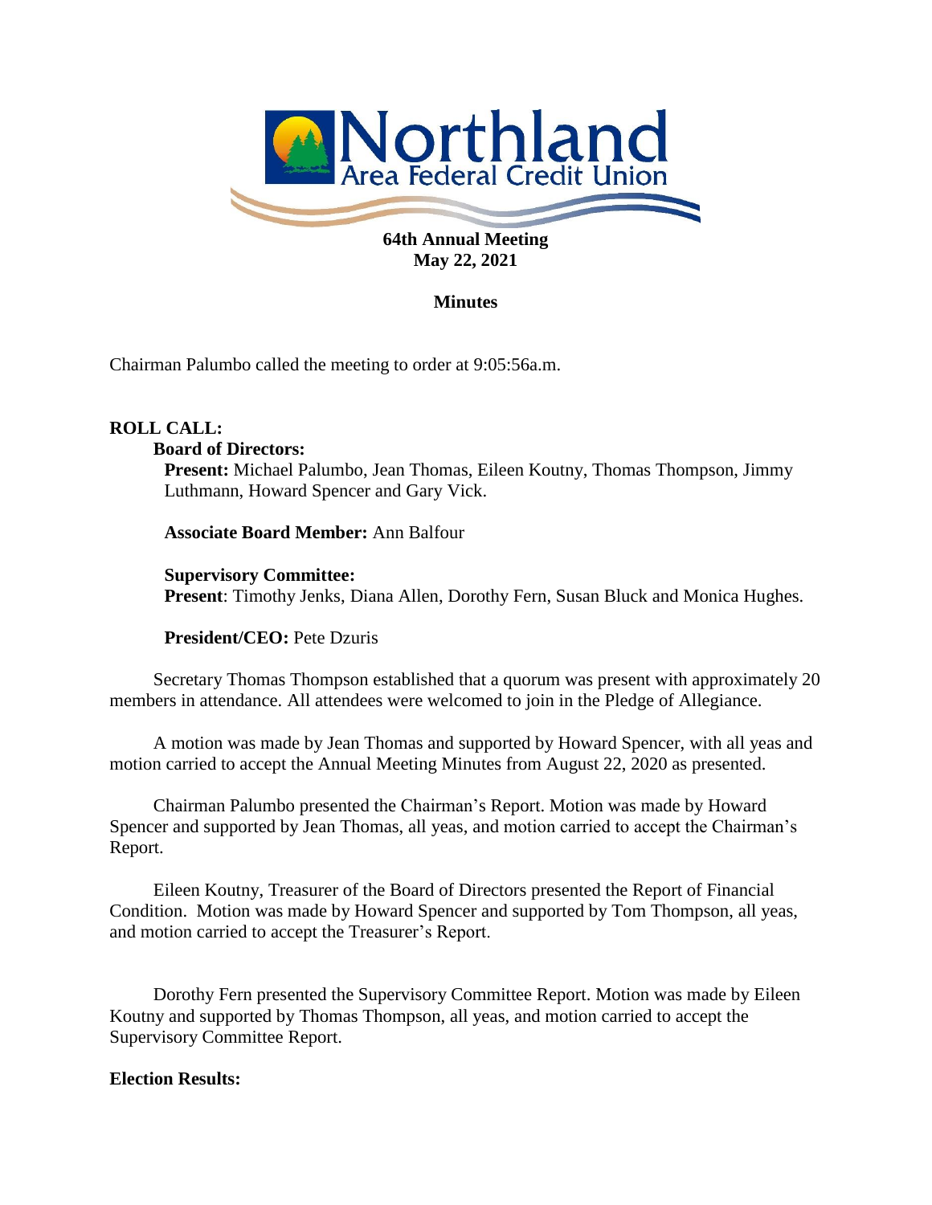Northland
Area Federal Credit Union

**64th Annual Meeting**
**May 22, 2021**

**Minutes**

Chairman Palumbo called the meeting to order at 9:05:56a.m.

**ROLL CALL:**

**Board of Directors:**

**Present:** Michael Palumbo, Jean Thomas, Eileen Koutny, Thomas Thompson, Jimmy Luthmann, Howard Spencer and Gary Vick.

**Associate Board Member:** Ann Balfour

**Supervisory Committee:**
**Present**: Timothy Jenks, Diana Allen, Dorothy Fern, Susan Bluck and Monica Hughes.

**President/CEO:** Pete Dzuris

Secretary Thomas Thompson established that a quorum was present with approximately 20 members in attendance. All attendees were welcomed to join in the Pledge of Allegiance.

A motion was made by Jean Thomas and supported by Howard Spencer, with all yeas and motion carried to accept the Annual Meeting Minutes from August 22, 2020 as presented.

Chairman Palumbo presented the Chairman's Report. Motion was made by Howard Spencer and supported by Jean Thomas, all yeas, and motion carried to accept the Chairman's Report.

Eileen Koutny, Treasurer of the Board of Directors presented the Report of Financial Condition. Motion was made by Howard Spencer and supported by Tom Thompson, all yeas, and motion carried to accept the Treasurer's Report.

Dorothy Fern presented the Supervisory Committee Report. Motion was made by Eileen Koutny and supported by Thomas Thompson, all yeas, and motion carried to accept the Supervisory Committee Report.

**Election Results:**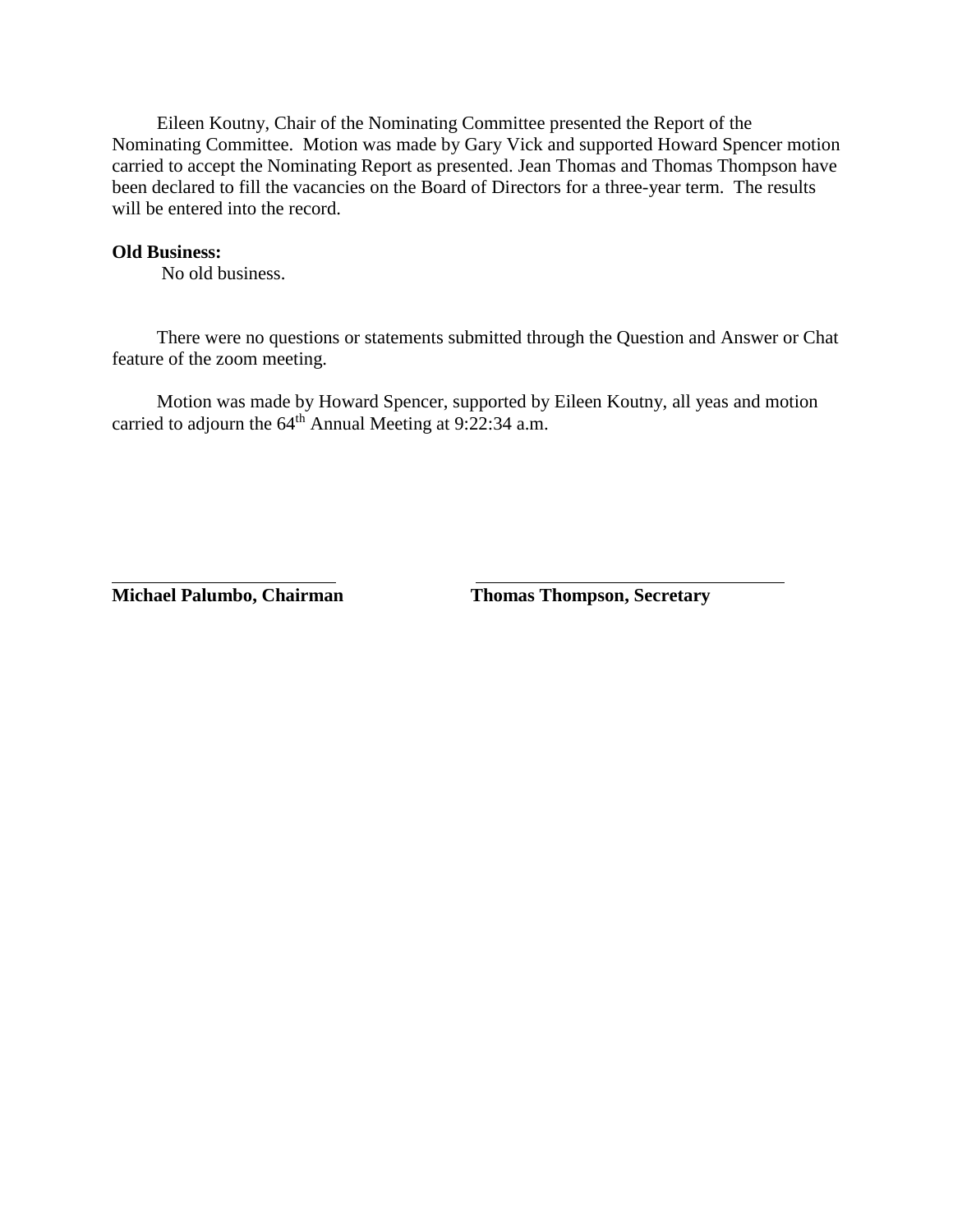Eileen Koutny, Chair of the Nominating Committee presented the Report of the Nominating Committee. Motion was made by Gary Vick and supported Howard Spencer motion carried to accept the Nominating Report as presented. Jean Thomas and Thomas Thompson have been declared to fill the vacancies on the Board of Directors for a three-year term. The results will be entered into the record.

**Old Business:**

No old business.

There were no questions or statements submitted through the Question and Answer or Chat feature of the zoom meeting.

Motion was made by Howard Spencer, supported by Eileen Koutny, all yeas and motion carried to adjourn the 64th Annual Meeting at 9:22:34 a.m.

**Michael Palumbo, Chairman** 

**Thomas Thompson, Secretary**